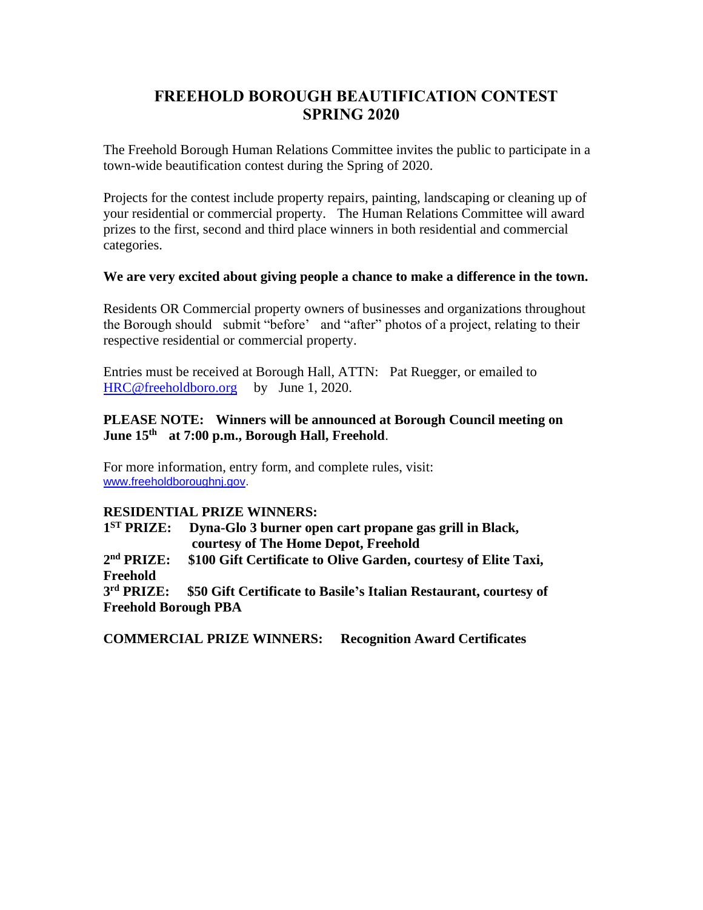# FREEHOLD BOROUGH BEAUTIFICATION CONTEST
# SPRING 2020

The Freehold Borough Human Relations Committee invites the public to participate in a town-wide beautification contest during the Spring of 2020.

Projects for the contest include property repairs, painting, landscaping or cleaning up of your residential or commercial property. The Human Relations Committee will award prizes to the first, second and third place winners in both residential and commercial categories.

**We are very excited about giving people a chance to make a difference in the town.**

Residents OR Commercial property owners of businesses and organizations throughout the Borough should submit "before' and "after" photos of a project, relating to their respective residential or commercial property.

Entries must be received at Borough Hall, ATTN: Pat Ruegger, or emailed to HRC@freeholdboro.org by June 1, 2020.

**PLEASE NOTE: Winners will be announced at Borough Council meeting on June 15th at 7:00 p.m., Borough Hall, Freehold**.

For more information, entry form, and complete rules, visit: www.freeholdboroughnj.gov.

**RESIDENTIAL PRIZE WINNERS:**
**1ST PRIZE: Dyna-Glo 3 burner open cart propane gas grill in Black, courtesy of The Home Depot, Freehold**
**2nd PRIZE: $100 Gift Certificate to Olive Garden, courtesy of Elite Taxi, Freehold**
**3rd PRIZE: $50 Gift Certificate to Basile's Italian Restaurant, courtesy of Freehold Borough PBA**

**COMMERCIAL PRIZE WINNERS: Recognition Award Certificates**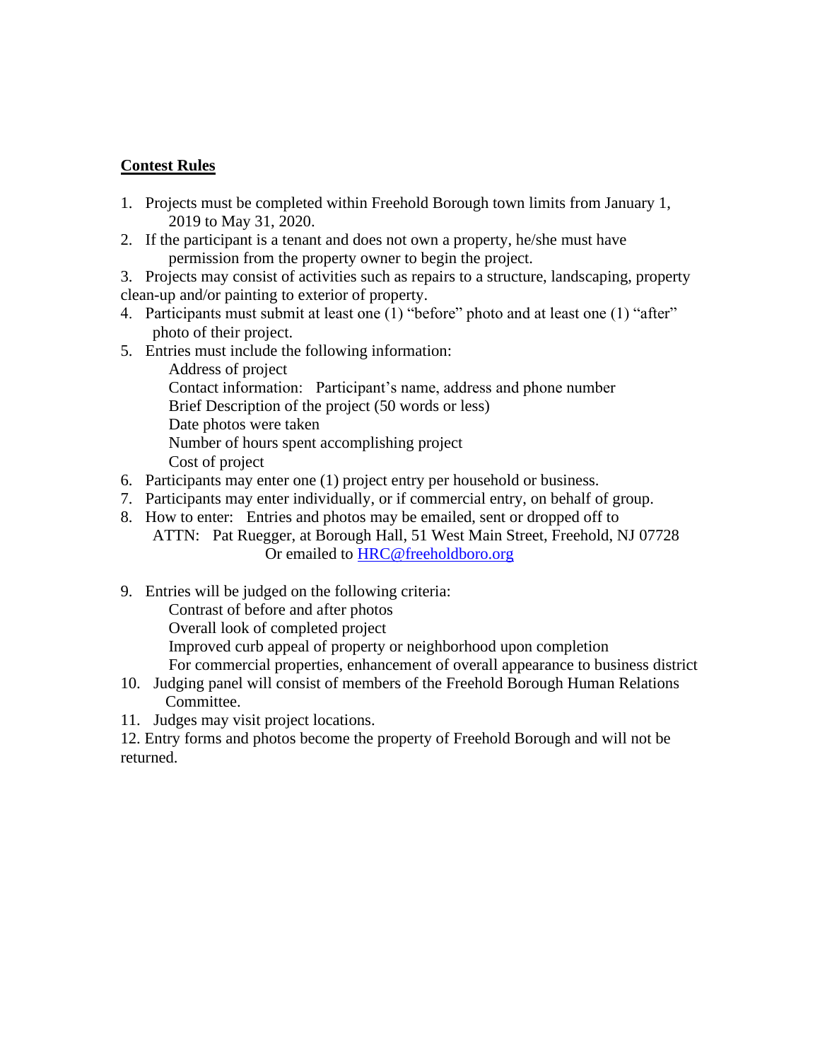**Contest Rules**

1. Projects must be completed within Freehold Borough town limits from January 1, 2019 to May 31, 2020.
2. If the participant is a tenant and does not own a property, he/she must have permission from the property owner to begin the project.
3. Projects may consist of activities such as repairs to a structure, landscaping, property clean-up and/or painting to exterior of property.
4. Participants must submit at least one (1) "before" photo and at least one (1) "after" photo of their project.
5. Entries must include the following information:
   - Address of project
   - Contact information: Participant's name, address and phone number
   - Brief Description of the project (50 words or less)
   - Date photos were taken
   - Number of hours spent accomplishing project
   - Cost of project
6. Participants may enter one (1) project entry per household or business.
7. Participants may enter individually, or if commercial entry, on behalf of group.
8. How to enter: Entries and photos may be emailed, sent or dropped off to ATTN: Pat Ruegger, at Borough Hall, 51 West Main Street, Freehold, NJ 07728 Or emailed to HRC@freeholdboro.org
9. Entries will be judged on the following criteria:
   - Contrast of before and after photos
   - Overall look of completed project
   - Improved curb appeal of property or neighborhood upon completion
   - For commercial properties, enhancement of overall appearance to business district
10. Judging panel will consist of members of the Freehold Borough Human Relations Committee.
11. Judges may visit project locations.
12. Entry forms and photos become the property of Freehold Borough and will not be returned.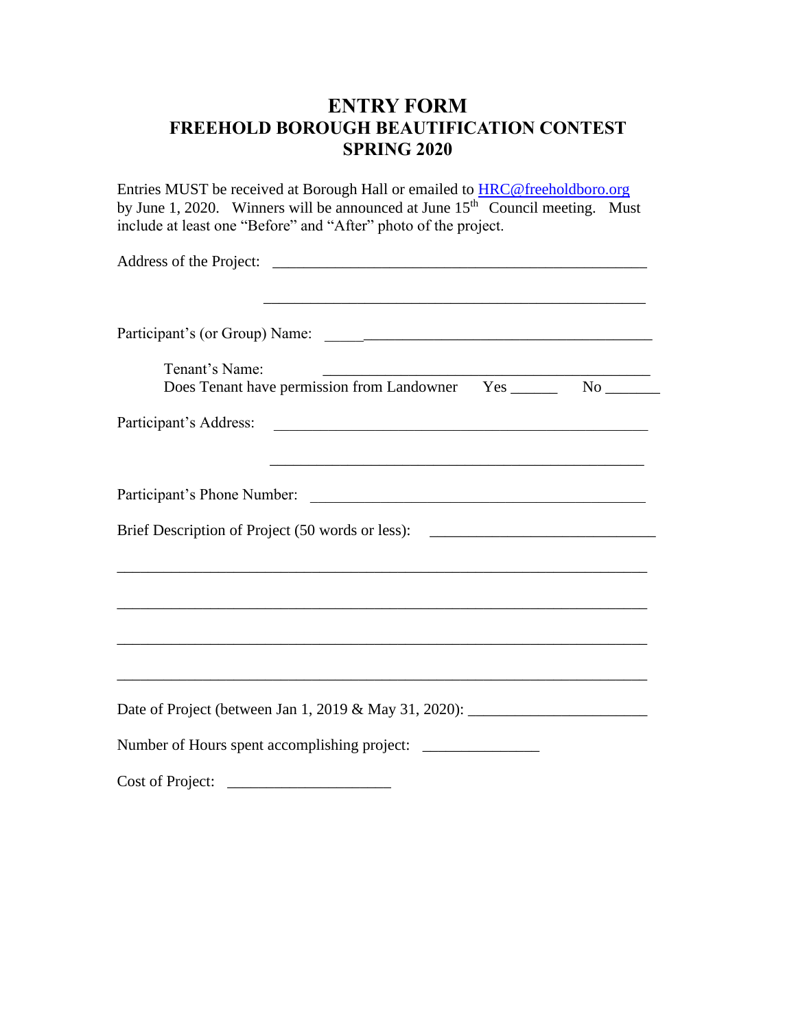# ENTRY FORM
## FREEHOLD BOROUGH BEAUTIFICATION CONTEST
## SPRING 2020

Entries MUST be received at Borough Hall or emailed to [HRC@freeholdboro.org](mailto:HRC@freeholdboro.org) by June 1, 2020. Winners will be announced at June 15th Council meeting. Must include at least one "Before" and "After" photo of the project.

Address of the Project: ______________________________________________

______________________________________________

Participant's (or Group) Name: ______________________________________________

Tenant's Name: ______________________________________________
Does Tenant have permission from Landowner Yes ______ No _______

Participant's Address: ______________________________________________

______________________________________________

Participant's Phone Number: ______________________________________________

Brief Description of Project (50 words or less): ____________________________

______________________________________________________________________

______________________________________________________________________

______________________________________________________________________

______________________________________________________________________

Date of Project (between Jan 1, 2019 & May 31, 2020): ______________________

Number of Hours spent accomplishing project: ______________

Cost of Project: ____________________